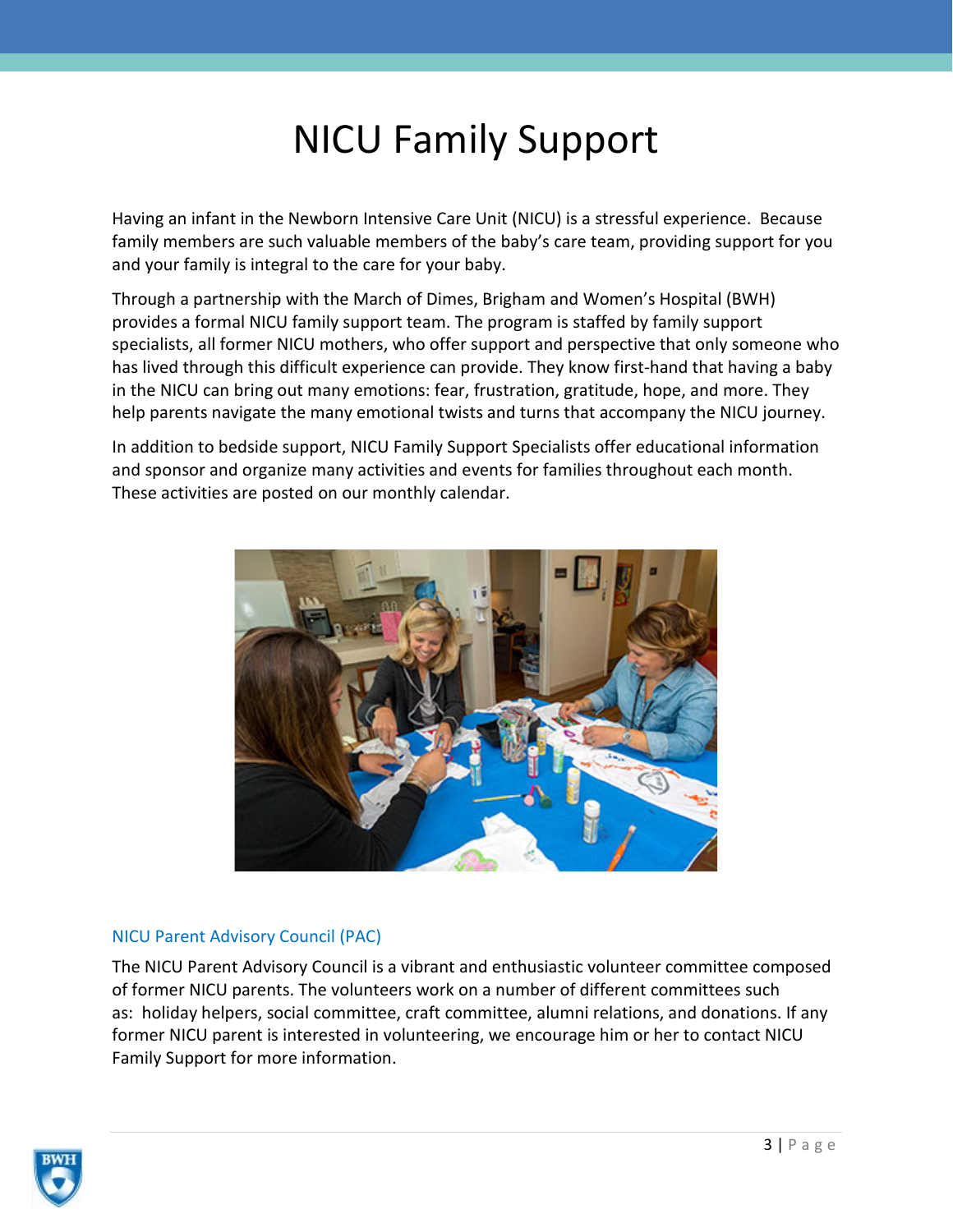# NICU Family Support

Having an infant in the Newborn Intensive Care Unit (NICU) is a stressful experience. Because family members are such valuable members of the baby's care team, providing support for you and your family is integral to the care for your baby.

Through a partnership with the March of Dimes, Brigham and Women's Hospital (BWH) provides a formal NICU family support team. The program is staffed by family support specialists, all former NICU mothers, who offer support and perspective that only someone who has lived through this difficult experience can provide. They know first-hand that having a baby in the NICU can bring out many emotions: fear, frustration, gratitude, hope, and more. They help parents navigate the many emotional twists and turns that accompany the NICU journey.

In addition to bedside support, NICU Family Support Specialists offer educational information and sponsor and organize many activities and events for families throughout each month. These activities are posted on our monthly calendar.

## NICU Parent Advisory Council (PAC)

The NICU Parent Advisory Council is a vibrant and enthusiastic volunteer committee composed of former NICU parents. The volunteers work on a number of different committees such as: holiday helpers, social committee, craft committee, alumni relations, and donations. If any former NICU parent is interested in volunteering, we encourage him or her to contact NICU Family Support for more information.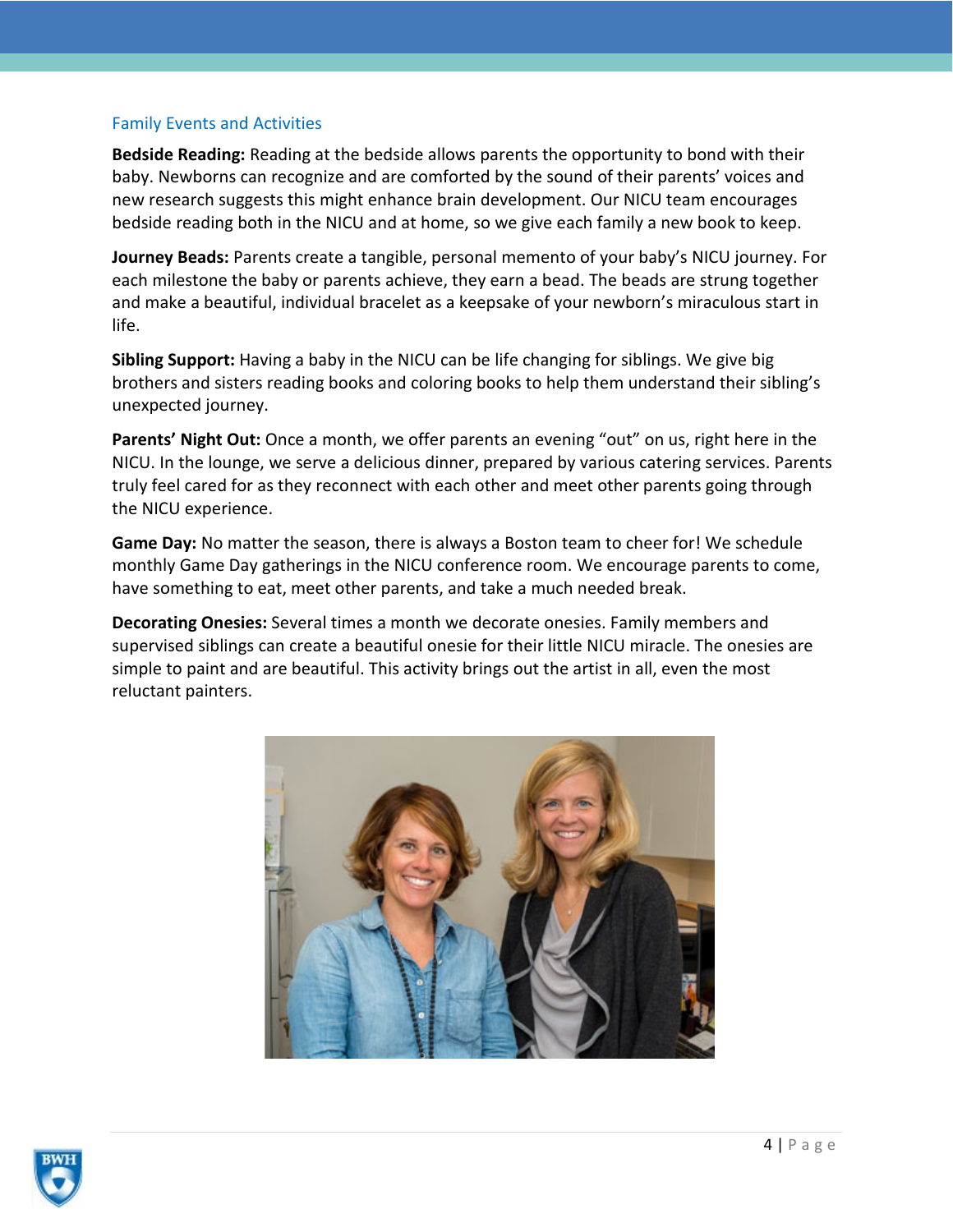## Family Events and Activities

**Bedside Reading:** Reading at the bedside allows parents the opportunity to bond with their baby. Newborns can recognize and are comforted by the sound of their parents' voices and new research suggests this might enhance brain development. Our NICU team encourages bedside reading both in the NICU and at home, so we give each family a new book to keep.

**Journey Beads:** Parents create a tangible, personal memento of your baby's NICU journey. For each milestone the baby or parents achieve, they earn a bead. The beads are strung together and make a beautiful, individual bracelet as a keepsake of your newborn's miraculous start in life.

**Sibling Support:** Having a baby in the NICU can be life changing for siblings. We give big brothers and sisters reading books and coloring books to help them understand their sibling's unexpected journey.

**Parents' Night Out:** Once a month, we offer parents an evening "out" on us, right here in the NICU. In the lounge, we serve a delicious dinner, prepared by various catering services. Parents truly feel cared for as they reconnect with each other and meet other parents going through the NICU experience.

**Game Day:** No matter the season, there is always a Boston team to cheer for! We schedule monthly Game Day gatherings in the NICU conference room. We encourage parents to come, have something to eat, meet other parents, and take a much needed break.

**Decorating Onesies:** Several times a month we decorate onesies. Family members and supervised siblings can create a beautiful onesie for their little NICU miracle. The onesies are simple to paint and are beautiful. This activity brings out the artist in all, even the most reluctant painters.